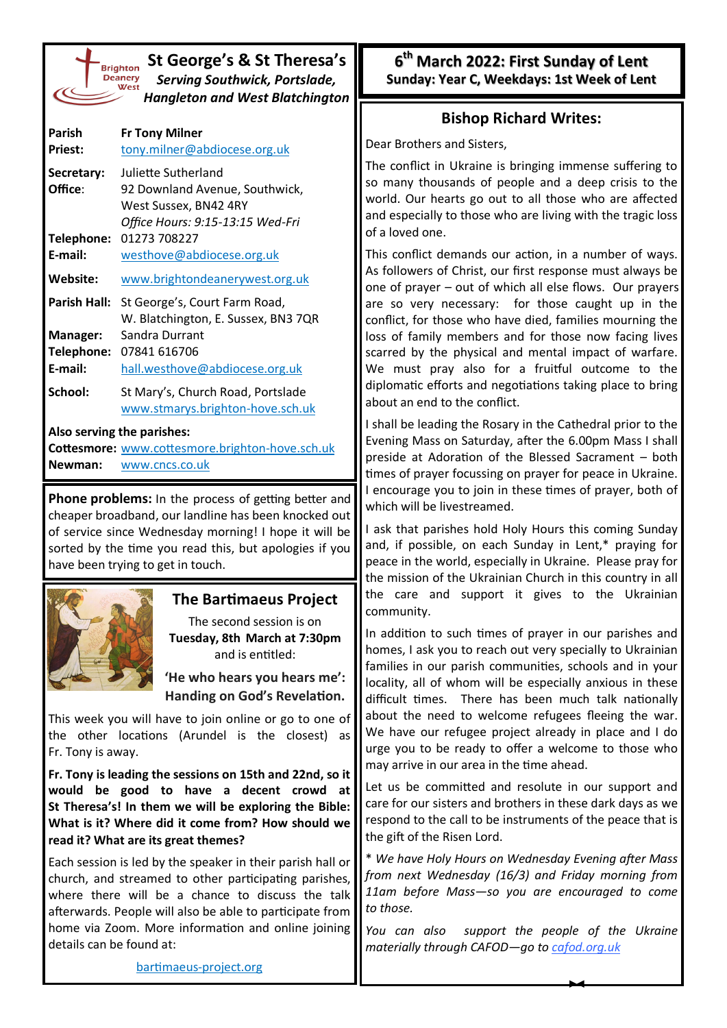# St George's & St Theresa's

***Serving Southwick, Portslade, Hangleton and West Blatchington***

| | |
|---|---|
| **Parish Priest:** | **Fr Tony Milner** tony.milner@abdiocese.org.uk |
| **Secretary:** | Juliette Sutherland |
| **Office:** | 92 Downland Avenue, Southwick, West Sussex, BN42 4RY *Office Hours: 9:15-13:15 Wed-Fri* |
| **Telephone:** | 01273 708227 |
| **E-mail:** | westhove@abdiocese.org.uk |
| **Website:** | www.brightondeanerywest.org.uk |
| **Parish Hall:** | St George's, Court Farm Road, W. Blatchington, E. Sussex, BN3 7QR |
| **Manager:** | Sandra Durrant |
| **Telephone:** | 07841 616706 |
| **E-mail:** | hall.westhove@abdiocese.org.uk |
| **School:** | St Mary's, Church Road, Portslade www.stmarys.brighton-hove.sch.uk |

**Also serving the parishes:**

**Cottesmore:** www.cottesmore.brighton-hove.sch.uk
**Newman:** www.cncs.co.uk

**Phone problems:** In the process of getting better and cheaper broadband, our landline has been knocked out of service since Wednesday morning! I hope it will be sorted by the time you read this, but apologies if you have been trying to get in touch.

## The Bartimaeus Project

The second session is on **Tuesday, 8th March at 7:30pm** and is entitled:

**'He who hears you hears me': Handing on God's Revelation.**

This week you will have to join online or go to one of the other locations (Arundel is the closest) as Fr. Tony is away.

**Fr. Tony is leading the sessions on 15th and 22nd, so it would be good to have a decent crowd at St Theresa's! In them we will be exploring the Bible: What is it? Where did it come from? How should we read it? What are its great themes?**

Each session is led by the speaker in their parish hall or church, and streamed to other participating parishes, where there will be a chance to discuss the talk afterwards. People will also be able to participate from home via Zoom. More information and online joining details can be found at:

bartimaeus-project.org

# 6th March 2022: First Sunday of Lent

**Sunday: Year C, Weekdays: 1st Week of Lent**

## Bishop Richard Writes:

Dear Brothers and Sisters,

The conflict in Ukraine is bringing immense suffering to so many thousands of people and a deep crisis to the world. Our hearts go out to all those who are affected and especially to those who are living with the tragic loss of a loved one.

This conflict demands our action, in a number of ways. As followers of Christ, our first response must always be one of prayer – out of which all else flows. Our prayers are so very necessary: for those caught up in the conflict, for those who have died, families mourning the loss of family members and for those now facing lives scarred by the physical and mental impact of warfare. We must pray also for a fruitful outcome to the diplomatic efforts and negotiations taking place to bring about an end to the conflict.

I shall be leading the Rosary in the Cathedral prior to the Evening Mass on Saturday, after the 6.00pm Mass I shall preside at Adoration of the Blessed Sacrament – both times of prayer focussing on prayer for peace in Ukraine. I encourage you to join in these times of prayer, both of which will be livestreamed.

I ask that parishes hold Holy Hours this coming Sunday and, if possible, on each Sunday in Lent,* praying for peace in the world, especially in Ukraine. Please pray for the mission of the Ukrainian Church in this country in all the care and support it gives to the Ukrainian community.

In addition to such times of prayer in our parishes and homes, I ask you to reach out very specially to Ukrainian families in our parish communities, schools and in your locality, all of whom will be especially anxious in these difficult times. There has been much talk nationally about the need to welcome refugees fleeing the war. We have our refugee project already in place and I do urge you to be ready to offer a welcome to those who may arrive in our area in the time ahead.

Let us be committed and resolute in our support and care for our sisters and brothers in these dark days as we respond to the call to be instruments of the peace that is the gift of the Risen Lord.

* *We have Holy Hours on Wednesday Evening after Mass from next Wednesday (16/3) and Friday morning from 11am before Mass—so you are encouraged to come to those.*

*You can also support the people of the Ukraine materially through CAFOD—go to cafod.org.uk*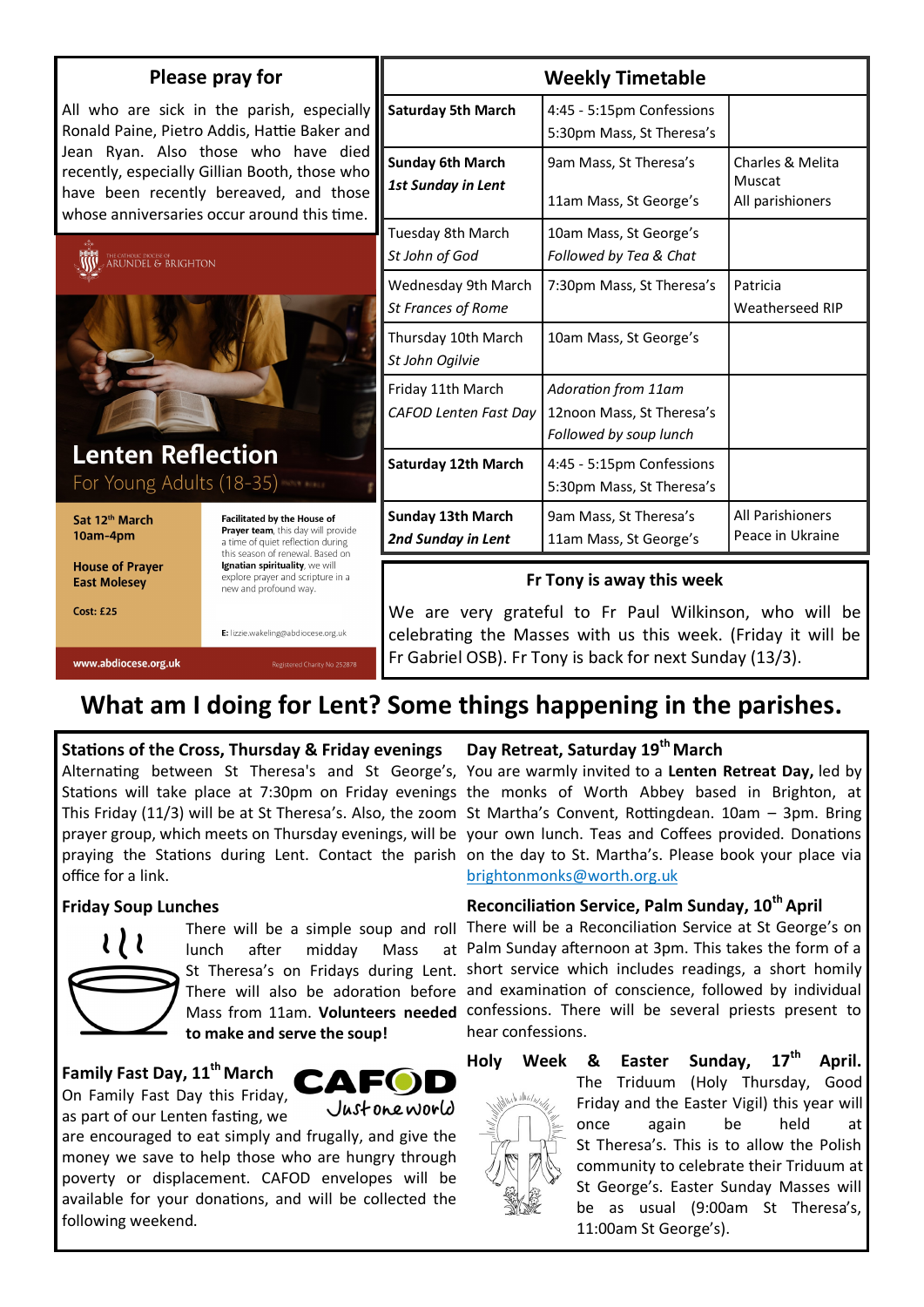## Please pray for

All who are sick in the parish, especially Ronald Paine, Pietro Addis, Hattie Baker and Jean Ryan. Also those who have died recently, especially Gillian Booth, those who have been recently bereaved, and those whose anniversaries occur around this time.

THE CATHOLIC DIOCESE OF ARUNDEL & BRIGHTON

**Lenten Reflection**
For Young Adults (18-35)

**Sat 12th March**
**10am-4pm**

**House of Prayer**
**East Molesey**

**Cost: £25**

**Facilitated by the House of Prayer team**, this day will provide a time of quiet reflection during this season of renewal. Based on **Ignatian spirituality**, we will explore prayer and scripture in a new and profound way.

**E:** lizzie.wakeling@abdiocese.org.uk

**www.abdiocese.org.uk**

Registered Charity No 252878

## Weekly Timetable

| | | |
|---|---|---|
| **Saturday 5th March** | 4:45 - 5:15pm Confessions<br>5:30pm Mass, St Theresa's | |
| **Sunday 6th March**<br>***1st Sunday in Lent*** | 9am Mass, St Theresa's<br>11am Mass, St George's | Charles & Melita Muscat<br>All parishioners |
| Tuesday 8th March<br>*St John of God* | 10am Mass, St George's<br>*Followed by Tea & Chat* | |
| Wednesday 9th March<br>*St Frances of Rome* | 7:30pm Mass, St Theresa's | Patricia Weatherseed RIP |
| Thursday 10th March<br>*St John Ogilvie* | 10am Mass, St George's | |
| Friday 11th March<br>*CAFOD Lenten Fast Day* | *Adoration from 11am*<br>12noon Mass, St Theresa's<br>*Followed by soup lunch* | |
| **Saturday 12th March** | 4:45 - 5:15pm Confessions<br>5:30pm Mass, St Theresa's | |
| **Sunday 13th March**<br>***2nd Sunday in Lent*** | 9am Mass, St Theresa's<br>11am Mass, St George's | All Parishioners<br>Peace in Ukraine |

### Fr Tony is away this week

We are very grateful to Fr Paul Wilkinson, who will be celebrating the Masses with us this week. (Friday it will be Fr Gabriel OSB). Fr Tony is back for next Sunday (13/3).

# What am I doing for Lent? Some things happening in the parishes.

### Stations of the Cross, Thursday & Friday evenings

Alternating between St Theresa's and St George's, Stations will take place at 7:30pm on Friday evenings This Friday (11/3) will be at St Theresa's. Also, the zoom prayer group, which meets on Thursday evenings, will be praying the Stations during Lent. Contact the parish office for a link.

### Friday Soup Lunches

There will be a simple soup and roll lunch after midday Mass at St Theresa's on Fridays during Lent. There will also be adoration before Mass from 11am. **Volunteers needed to make and serve the soup!**

### Family Fast Day, 11th March

CAFOD Just one world

On Family Fast Day this Friday, as part of our Lenten fasting, we are encouraged to eat simply and frugally, and give the money we save to help those who are hungry through poverty or displacement. CAFOD envelopes will be available for your donations, and will be collected the following weekend.

### Day Retreat, Saturday 19th March

You are warmly invited to a **Lenten Retreat Day,** led by the monks of Worth Abbey based in Brighton, at St Martha's Convent, Rottingdean. 10am – 3pm. Bring your own lunch. Teas and Coffees provided. Donations on the day to St. Martha's. Please book your place via brightonmonks@worth.org.uk

### Reconciliation Service, Palm Sunday, 10th April

There will be a Reconciliation Service at St George's on Palm Sunday afternoon at 3pm. This takes the form of a short service which includes readings, a short homily and examination of conscience, followed by individual confessions. There will be several priests present to hear confessions.

### Holy Week & Easter Sunday, 17th April.

The Triduum (Holy Thursday, Good Friday and the Easter Vigil) this year will once again be held at St Theresa's. This is to allow the Polish community to celebrate their Triduum at St George's. Easter Sunday Masses will be as usual (9:00am St Theresa's, 11:00am St George's).